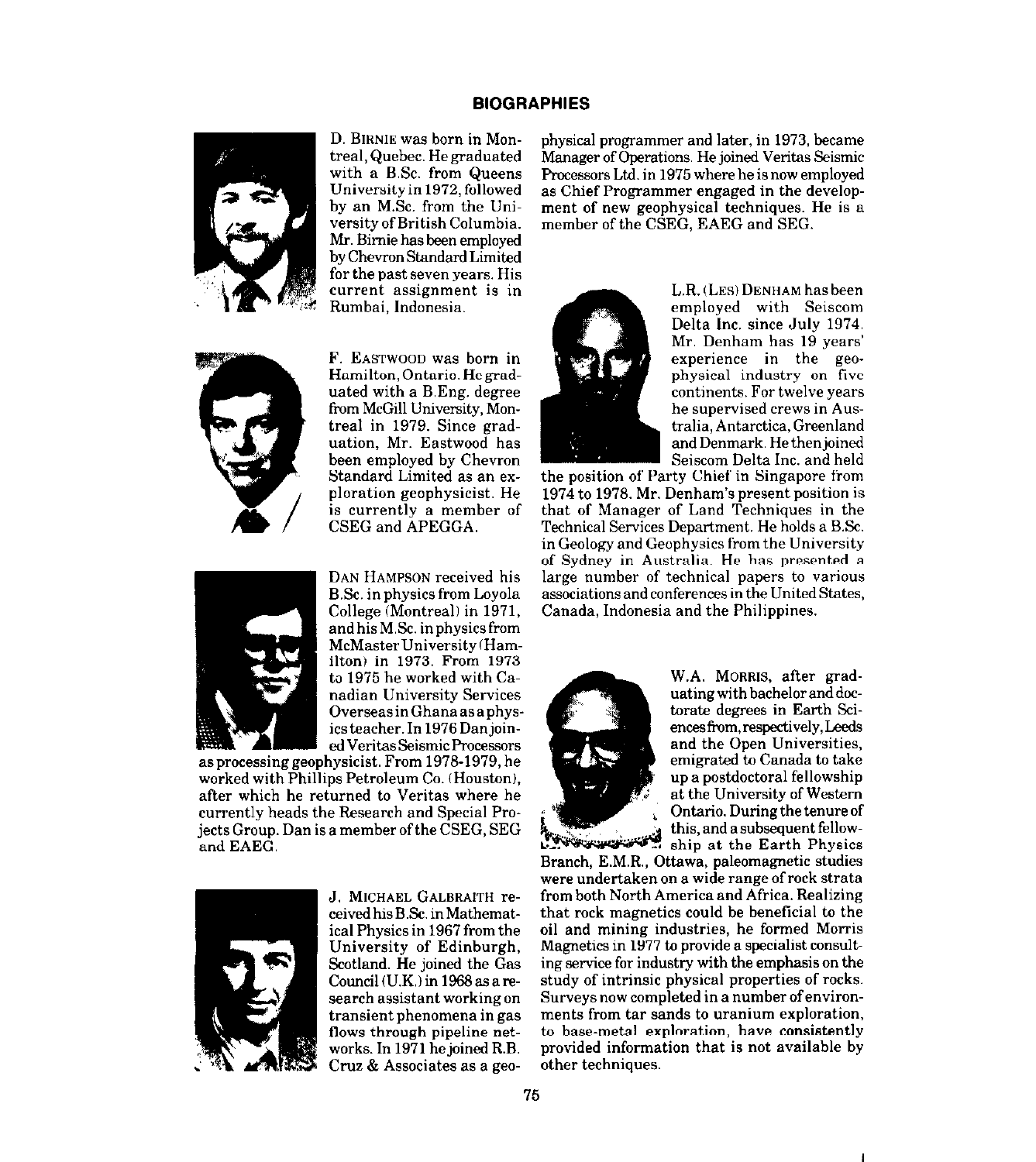## BIOGRAPHIES

D. BIRNIE was born in Montreal, Quebec. He graduated with a B.Sc. from Queens University in 1972, followed by an M.Sc. from the University of British Columbia. Mr. Birnie has been employed by Chevron Standard Limited for the past seven years. His current assignment is in Rumbai, Indonesia.

F. EASTWOOD was born in Hamilton, Ontario. He graduated with a B.Eng. degree from McGill University, Montreal in 1979. Since graduation, Mr. Eastwood has been employed by Chevron Standard Limited as an exploration geophysicist. He is currently a member of CSEG and APEGGA.

DAN HAMPSON received his B.Sc. in physics from Loyola College (Montreal) in 1971, and his M.Sc. in physics from McMaster University (Hamilton) in 1973. From 1973 to 1975 he worked with Canadian University Services Overseas in Ghana as a physics teacher. In 1976 Dan joined Veritas Seismic Processors as processing geophysicist. From 1978-1979, he worked with Phillips Petroleum Co. (Houston), after which he returned to Veritas where he currently heads the Research and Special Projects Group. Dan is a member of the CSEG, SEG and EAEG.

J. MICHAEL GALBRAITH received his B.Sc. in Mathematical Physics in 1967 from the University of Edinburgh, Scotland. He joined the Gas Council (U.K.) in 1968 as a research assistant working on transient phenomena in gas flows through pipeline networks. In 1971 he joined R.B. Cruz & Associates as a geophysical programmer and later, in 1973, became Manager of Operations. He joined Veritas Seismic Processors Ltd. in 1975 where he is now employed as Chief Programmer engaged in the development of new geophysical techniques. He is a member of the CSEG, EAEG and SEG.

L.R. (LES) DENHAM has been employed with Seiscom Delta Inc. since July 1974. Mr. Denham has 19 years' experience in the geophysical industry on five continents. For twelve years he supervised crews in Australia, Antarctica, Greenland and Denmark. He then joined Seiscom Delta Inc. and held the position of Party Chief in Singapore from 1974 to 1978. Mr. Denham's present position is that of Manager of Land Techniques in the Technical Services Department. He holds a B.Sc. in Geology and Geophysics from the University of Sydney in Australia. He has presented a large number of technical papers to various associations and conferences in the United States, Canada, Indonesia and the Philippines.

W.A. MORRIS, after graduating with bachelor and doctorate degrees in Earth Sciences from, respectively, Leeds and the Open Universities, emigrated to Canada to take up a postdoctoral fellowship at the University of Western Ontario. During the tenure of this, and a subsequent fellowship at the Earth Physics Branch, E.M.R., Ottawa, paleomagnetic studies were undertaken on a wide range of rock strata from both North America and Africa. Realizing that rock magnetics could be beneficial to the oil and mining industries, he formed Morris Magnetics in 1977 to provide a specialist consulting service for industry with the emphasis on the study of intrinsic physical properties of rocks. Surveys now completed in a number of environments from tar sands to uranium exploration, to base-metal exploration, have consistently provided information that is not available by other techniques.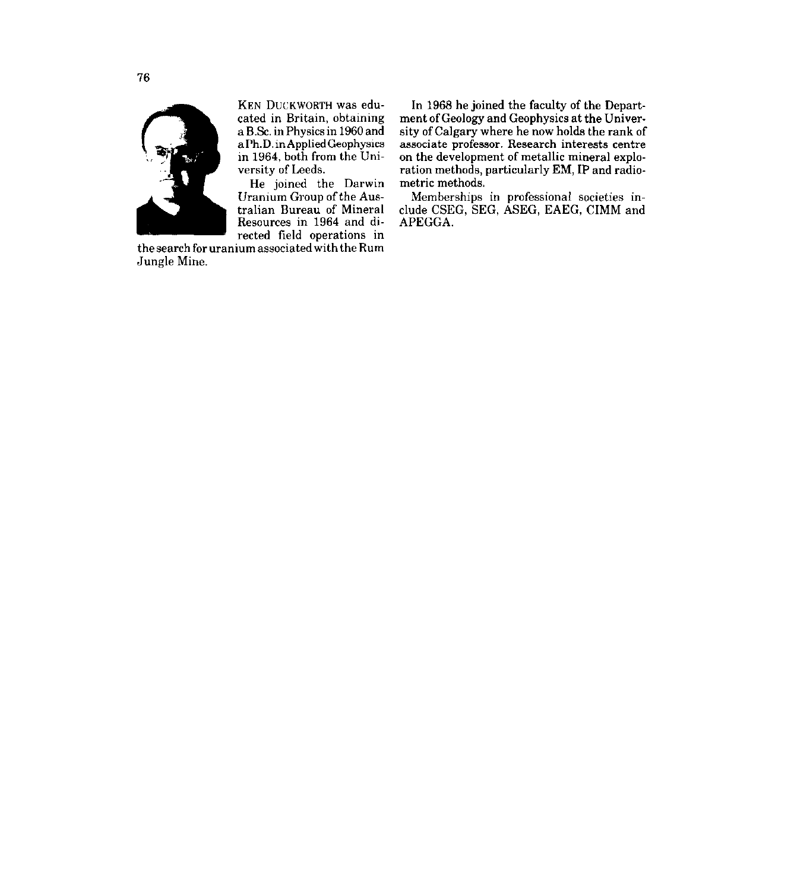KEN DUCKWORTH was educated in Britain, obtaining a B.Sc. in Physics in 1960 and a Ph.D. in Applied Geophysics in 1964, both from the University of Leeds.

He joined the Darwin Uranium Group of the Australian Bureau of Mineral Resources in 1964 and directed field operations in the search for uranium associated with the Rum Jungle Mine.

In 1968 he joined the faculty of the Department of Geology and Geophysics at the University of Calgary where he now holds the rank of associate professor. Research interests centre on the development of metallic mineral exploration methods, particularly EM, IP and radiometric methods.

Memberships in professional societies include CSEG, SEG, ASEG, EAEG, CIMM and APEGGA.